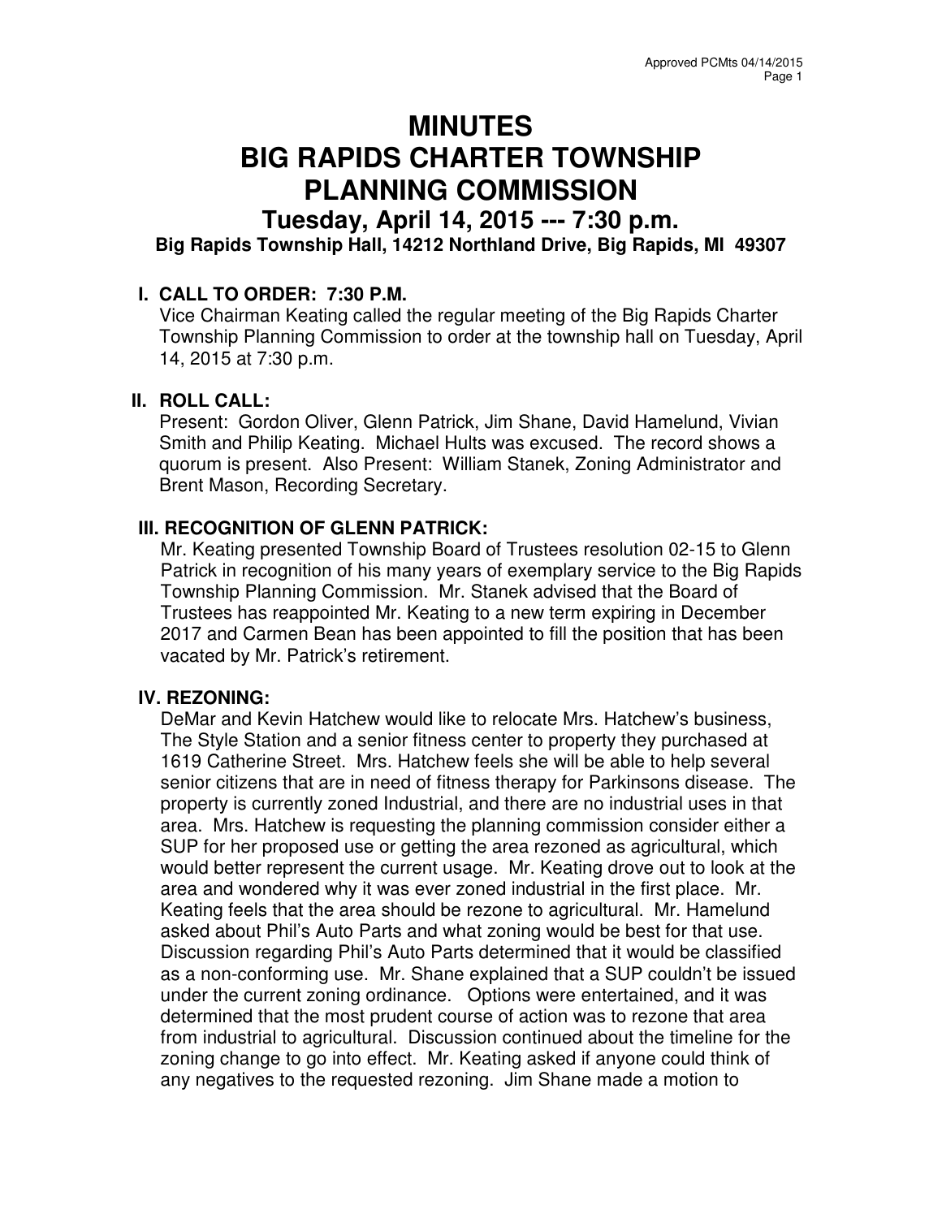# MINUTES
# BIG RAPIDS CHARTER TOWNSHIP
# PLANNING COMMISSION
## Tuesday, April 14, 2015 --- 7:30 p.m.
### Big Rapids Township Hall, 14212 Northland Drive, Big Rapids, MI 49307

**I. CALL TO ORDER: 7:30 P.M.**

Vice Chairman Keating called the regular meeting of the Big Rapids Charter Township Planning Commission to order at the township hall on Tuesday, April 14, 2015 at 7:30 p.m.

**II. ROLL CALL:**

Present: Gordon Oliver, Glenn Patrick, Jim Shane, David Hamelund, Vivian Smith and Philip Keating. Michael Hults was excused. The record shows a quorum is present. Also Present: William Stanek, Zoning Administrator and Brent Mason, Recording Secretary.

**III. RECOGNITION OF GLENN PATRICK:**

Mr. Keating presented Township Board of Trustees resolution 02-15 to Glenn Patrick in recognition of his many years of exemplary service to the Big Rapids Township Planning Commission. Mr. Stanek advised that the Board of Trustees has reappointed Mr. Keating to a new term expiring in December 2017 and Carmen Bean has been appointed to fill the position that has been vacated by Mr. Patrick's retirement.

**IV. REZONING:**

DeMar and Kevin Hatchew would like to relocate Mrs. Hatchew's business, The Style Station and a senior fitness center to property they purchased at 1619 Catherine Street. Mrs. Hatchew feels she will be able to help several senior citizens that are in need of fitness therapy for Parkinsons disease. The property is currently zoned Industrial, and there are no industrial uses in that area. Mrs. Hatchew is requesting the planning commission consider either a SUP for her proposed use or getting the area rezoned as agricultural, which would better represent the current usage. Mr. Keating drove out to look at the area and wondered why it was ever zoned industrial in the first place. Mr. Keating feels that the area should be rezone to agricultural. Mr. Hamelund asked about Phil's Auto Parts and what zoning would be best for that use. Discussion regarding Phil's Auto Parts determined that it would be classified as a non-conforming use. Mr. Shane explained that a SUP couldn't be issued under the current zoning ordinance. Options were entertained, and it was determined that the most prudent course of action was to rezone that area from industrial to agricultural. Discussion continued about the timeline for the zoning change to go into effect. Mr. Keating asked if anyone could think of any negatives to the requested rezoning. Jim Shane made a motion to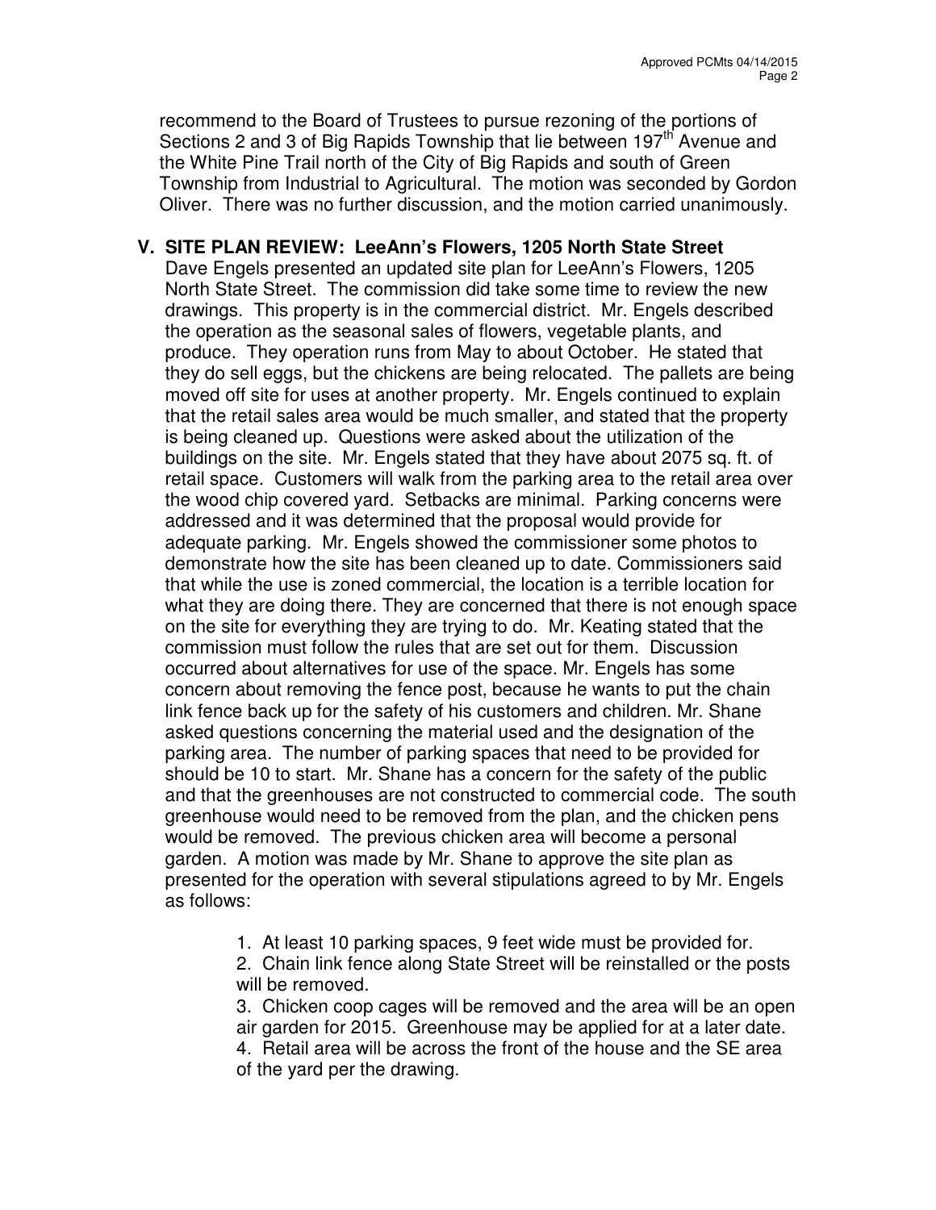recommend to the Board of Trustees to pursue rezoning of the portions of Sections 2 and 3 of Big Rapids Township that lie between 197th Avenue and the White Pine Trail north of the City of Big Rapids and south of Green Township from Industrial to Agricultural. The motion was seconded by Gordon Oliver. There was no further discussion, and the motion carried unanimously.

## V. SITE PLAN REVIEW: LeeAnn's Flowers, 1205 North State Street

Dave Engels presented an updated site plan for LeeAnn's Flowers, 1205 North State Street. The commission did take some time to review the new drawings. This property is in the commercial district. Mr. Engels described the operation as the seasonal sales of flowers, vegetable plants, and produce. They operation runs from May to about October. He stated that they do sell eggs, but the chickens are being relocated. The pallets are being moved off site for uses at another property. Mr. Engels continued to explain that the retail sales area would be much smaller, and stated that the property is being cleaned up. Questions were asked about the utilization of the buildings on the site. Mr. Engels stated that they have about 2075 sq. ft. of retail space. Customers will walk from the parking area to the retail area over the wood chip covered yard. Setbacks are minimal. Parking concerns were addressed and it was determined that the proposal would provide for adequate parking. Mr. Engels showed the commissioner some photos to demonstrate how the site has been cleaned up to date. Commissioners said that while the use is zoned commercial, the location is a terrible location for what they are doing there. They are concerned that there is not enough space on the site for everything they are trying to do. Mr. Keating stated that the commission must follow the rules that are set out for them. Discussion occurred about alternatives for use of the space. Mr. Engels has some concern about removing the fence post, because he wants to put the chain link fence back up for the safety of his customers and children. Mr. Shane asked questions concerning the material used and the designation of the parking area. The number of parking spaces that need to be provided for should be 10 to start. Mr. Shane has a concern for the safety of the public and that the greenhouses are not constructed to commercial code. The south greenhouse would need to be removed from the plan, and the chicken pens would be removed. The previous chicken area will become a personal garden. A motion was made by Mr. Shane to approve the site plan as presented for the operation with several stipulations agreed to by Mr. Engels as follows:

1. At least 10 parking spaces, 9 feet wide must be provided for.
2. Chain link fence along State Street will be reinstalled or the posts will be removed.
3. Chicken coop cages will be removed and the area will be an open air garden for 2015. Greenhouse may be applied for at a later date.
4. Retail area will be across the front of the house and the SE area of the yard per the drawing.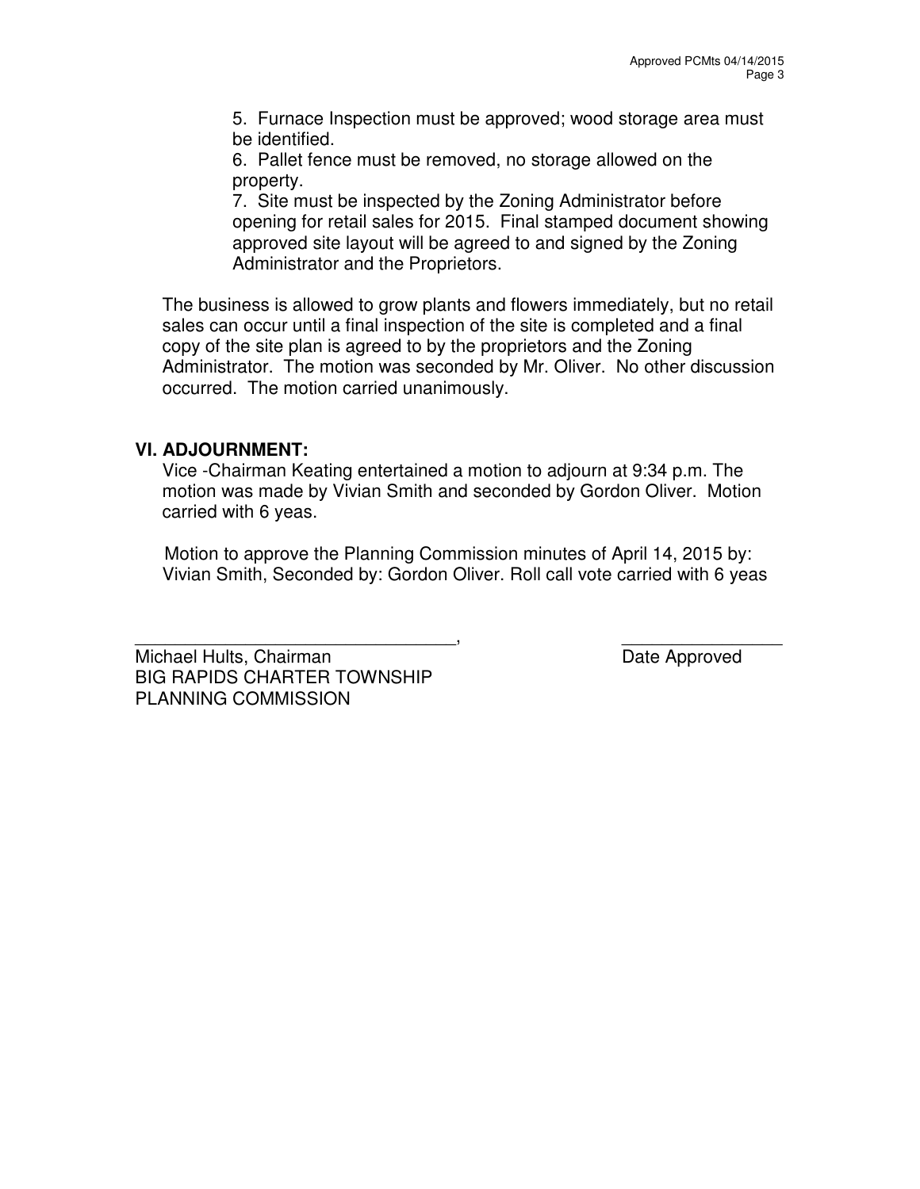5. Furnace Inspection must be approved; wood storage area must be identified.
6. Pallet fence must be removed, no storage allowed on the property.
7. Site must be inspected by the Zoning Administrator before opening for retail sales for 2015. Final stamped document showing approved site layout will be agreed to and signed by the Zoning Administrator and the Proprietors.

The business is allowed to grow plants and flowers immediately, but no retail sales can occur until a final inspection of the site is completed and a final copy of the site plan is agreed to by the proprietors and the Zoning Administrator. The motion was seconded by Mr. Oliver. No other discussion occurred. The motion carried unanimously.

## VI. ADJOURNMENT:

Vice -Chairman Keating entertained a motion to adjourn at 9:34 p.m. The motion was made by Vivian Smith and seconded by Gordon Oliver. Motion carried with 6 yeas.

Motion to approve the Planning Commission minutes of April 14, 2015 by: Vivian Smith, Seconded by: Gordon Oliver. Roll call vote carried with 6 yeas

_________________________________, _______________

Michael Hults, Chairman Date Approved
BIG RAPIDS CHARTER TOWNSHIP
PLANNING COMMISSION